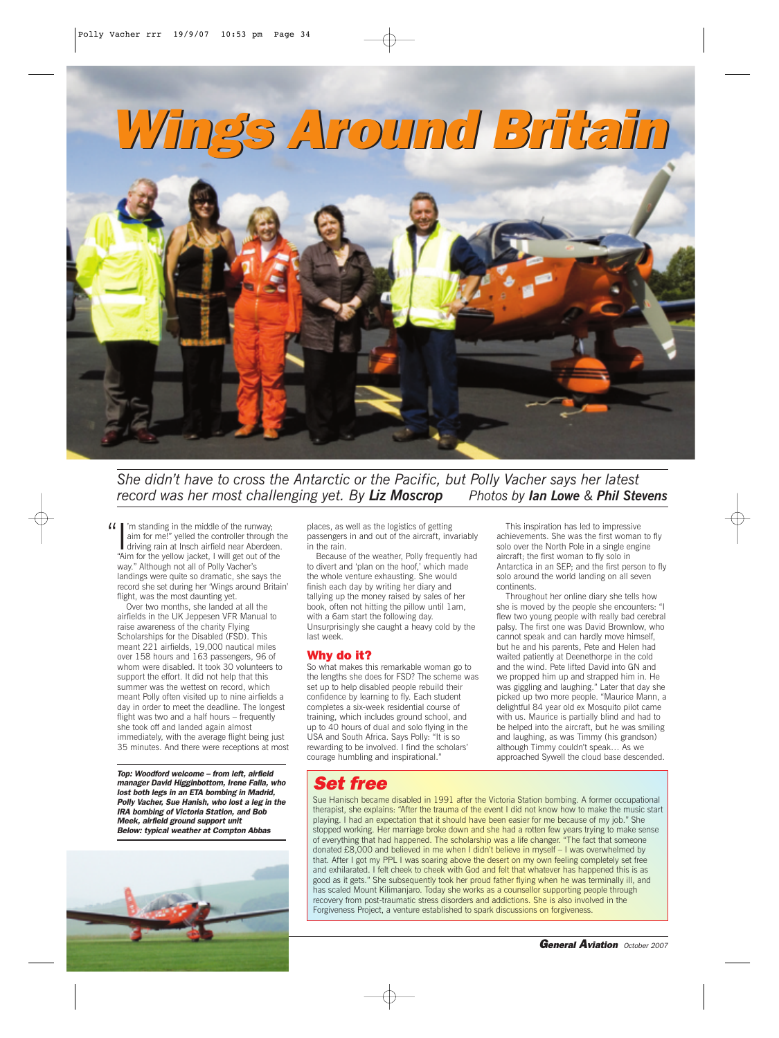# Wings Around Britain

*She didn't have to cross the Antarctic or the Pacific, but Polly Vacher says her latest record was her most challenging yet. By **Liz Moscrop*** *Photos by **Ian Lowe** & **Phil Stevens***

"I'm standing in the middle of the runway; aim for me!" yelled the controller through the driving rain at Insch airfield near Aberdeen. "Aim for the yellow jacket, I will get out of the way." Although not all of Polly Vacher's landings were quite so dramatic, she says the record she set during her 'Wings around Britain' flight, was the most daunting yet.

Over two months, she landed at all the airfields in the UK Jeppesen VFR Manual to raise awareness of the charity Flying Scholarships for the Disabled (FSD). This meant 221 airfields, 19,000 nautical miles over 158 hours and 163 passengers, 96 of whom were disabled. It took 30 volunteers to support the effort. It did not help that this summer was the wettest on record, which meant Polly often visited up to nine airfields a day in order to meet the deadline. The longest flight was two and a half hours – frequently she took off and landed again almost immediately, with the average flight being just 35 minutes. And there were receptions at most places, as well as the logistics of getting passengers in and out of the aircraft, invariably in the rain.

Because of the weather, Polly frequently had to divert and 'plan on the hoof,' which made the whole venture exhausting. She would finish each day by writing her diary and tallying up the money raised by sales of her book, often not hitting the pillow until 1am, with a 6am start the following day. Unsurprisingly she caught a heavy cold by the last week.

## Why do it?

So what makes this remarkable woman go to the lengths she does for FSD? The scheme was set up to help disabled people rebuild their confidence by learning to fly. Each student completes a six-week residential course of training, which includes ground school, and up to 40 hours of dual and solo flying in the USA and South Africa. Says Polly: "It is so rewarding to be involved. I find the scholars' courage humbling and inspirational."

This inspiration has led to impressive achievements. She was the first woman to fly solo over the North Pole in a single engine aircraft; the first woman to fly solo in Antarctica in an SEP; and the first person to fly solo around the world landing on all seven continents.

Throughout her online diary she tells how she is moved by the people she encounters: "I flew two young people with really bad cerebral palsy. The first one was David Brownlow, who cannot speak and can hardly move himself, but he and his parents, Pete and Helen had waited patiently at Deenethorpe in the cold and the wind. Pete lifted David into GN and we propped him up and strapped him in. He was giggling and laughing." Later that day she picked up two more people. "Maurice Mann, a delightful 84 year old ex Mosquito pilot came with us. Maurice is partially blind and had to be helped into the aircraft, but he was smiling and laughing, as was Timmy (his grandson) although Timmy couldn't speak… As we approached Sywell the cloud base descended.

***Top:** Woodford welcome – from left, airfield manager David Higginbottom, Irene Falla, who lost both legs in an ETA bombing in Madrid, Polly Vacher, Sue Hanish, who lost a leg in the IRA bombing of Victoria Station, and Bob Meek, airfield ground support unit*
***Below:** typical weather at Compton Abbas*

## Set free

Sue Hanisch became disabled in 1991 after the Victoria Station bombing. A former occupational therapist, she explains: "After the trauma of the event I did not know how to make the music start playing. I had an expectation that it should have been easier for me because of my job." She stopped working. Her marriage broke down and she had a rotten few years trying to make sense of everything that had happened. The scholarship was a life changer. "The fact that someone donated £8,000 and believed in me when I didn't believe in myself – I was overwhelmed by that. After I got my PPL I was soaring above the desert on my own feeling completely set free and exhilarated. I felt cheek to cheek with God and felt that whatever has happened this is as good as it gets." She subsequently took her proud father flying when he was terminally ill, and has scaled Mount Kilimanjaro. Today she works as a counsellor supporting people through recovery from post-traumatic stress disorders and addictions. She is also involved in the Forgiveness Project, a venture established to spark discussions on forgiveness.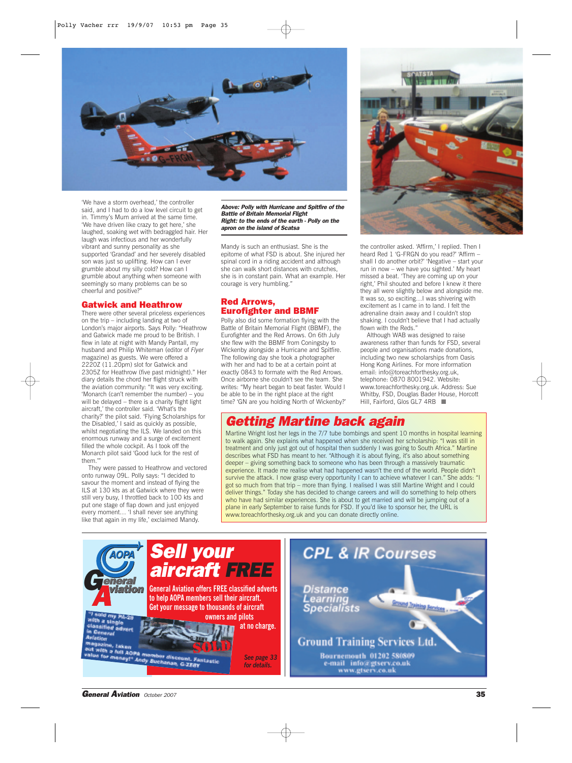'We have a storm overhead,' the controller said, and I had to do a low level circuit to get in. Timmy's Mum arrived at the same time. 'We have driven like crazy to get here,' she laughed, soaking wet with bedraggled hair. Her laugh was infectious and her wonderfully vibrant and sunny personality as she supported 'Grandad' and her severely disabled son was just so uplifting. How can I ever grumble about my silly cold? How can I grumble about anything when someone with seemingly so many problems can be so cheerful and positive?"

## Gatwick and Heathrow

There were other several priceless experiences on the trip – including landing at two of London's major airports. Says Polly: "Heathrow and Gatwick made me proud to be British. I flew in late at night with Mandy Pantall, my husband and Philip Whiteman (editor of *Flyer* magazine) as guests. We were offered a 2220Z (11.20pm) slot for Gatwick and 2305Z for Heathrow (five past midnight)." Her diary details the chord her flight struck with the aviation community: "It was very exciting. 'Monarch (can't remember the number) – you will be delayed – there is a charity flight light aircraft,' the controller said. 'What's the charity?' the pilot said. 'Flying Scholarships for the Disabled,' I said as quickly as possible, whilst negotiating the ILS. We landed on this enormous runway and a surge of excitement filled the whole cockpit. As I took off the Monarch pilot said 'Good luck for the rest of them.'"

They were passed to Heathrow and vectored onto runway 09L. Polly says: "I decided to savour the moment and instead of flying the ILS at 130 kts as at Gatwick where they were still very busy, I throttled back to 100 kts and put one stage of flap down and just enjoyed every moment… 'I shall never see anything like that again in my life,' exclaimed Mandy.

***Above: Polly with Hurricane and Spitfire of the Battle of Britain Memorial Flight***
***Right: to the ends of the earth - Polly on the apron on the island of Scatsa***

Mandy is such an enthusiast. She is the epitome of what FSD is about. She injured her spinal cord in a riding accident and although she can walk short distances with crutches, she is in constant pain. What an example. Her courage is very humbling."

## Red Arrows, Eurofighter and BBMF

Polly also did some formation flying with the Battle of Britain Memorial Flight (BBMF), the Eurofighter and the Red Arrows. On 6th July she flew with the BBMF from Coningsby to Wickenby alongside a Hurricane and Spitfire. The following day she took a photographer with her and had to be at a certain point at exactly 0843 to formate with the Red Arrows. Once airborne she couldn't see the team. She writes: "My heart began to beat faster. Would I be able to be in the right place at the right time? 'GN are you holding North of Wickenby?' the controller asked. 'Affirm,' I replied. Then I heard Red 1 'G-FRGN do you read?' 'Affirm – shall I do another orbit?' 'Negative – start your run in now – we have you sighted.' My heart missed a beat. 'They are coming up on your right,' Phil shouted and before I knew it there they all were slightly below and alongside me. It was so, so exciting…I was shivering with excitement as I came in to land. I felt the adrenaline drain away and I couldn't stop shaking. I couldn't believe that I had actually flown with the Reds."

Although WAB was designed to raise awareness rather than funds for FSD, several people and organisations made donations, including two new scholarships from Oasis Hong Kong Airlines. For more information email: info@toreachforthesky.org.uk, telephone: 0870 8001942. Website: www.toreachforthesky.org.uk. Address: Sue Whitby, FSD, Douglas Bader House, Horcott Hill, Fairford, Glos GL7 4RB ■

## Getting Martine back again

Martine Wright lost her legs in the 7/7 tube bombings and spent 10 months in hospital learning to walk again. She explains what happened when she received her scholarship: "I was still in treatment and only just got out of hospital then suddenly I was going to South Africa." Martine describes what FSD has meant to her. "Although it is about flying, it's also about something deeper – giving something back to someone who has been through a massively traumatic experience. It made me realise what had happened wasn't the end of the world. People didn't survive the attack. I now grasp every opportunity I can to achieve whatever I can." She adds: "I got so much from that trip – more than flying. I realised I was still Martine Wright and I could deliver things." Today she has decided to change careers and will do something to help others who have had similar experiences. She is about to get married and will be jumping out of a plane in early September to raise funds for FSD. If you'd like to sponsor her, the URL is www.toreachforthesky.org.uk and you can donate directly online.

AOPA General Aviation

**Sell your aircraft FREE**

General Aviation offers FREE classified adverts to help AOPA members sell their aircraft. Get your message to thousands of aircraft owners and pilots at no charge.

"I sold my PA-28 with a single classified advert in General Aviation magazine, taken out with a full AOPA member discount. Fantastic value for money!" Andy Buchanan, G-ZEBY

SOLD

*See page 33 for details.*

**CPL & IR Courses**

Distance Learning Specialists

Ground Training Services Ltd.

Bournemouth 01202 580809
e-mail info@gtserv.co.uk
www.gtserv.co.uk